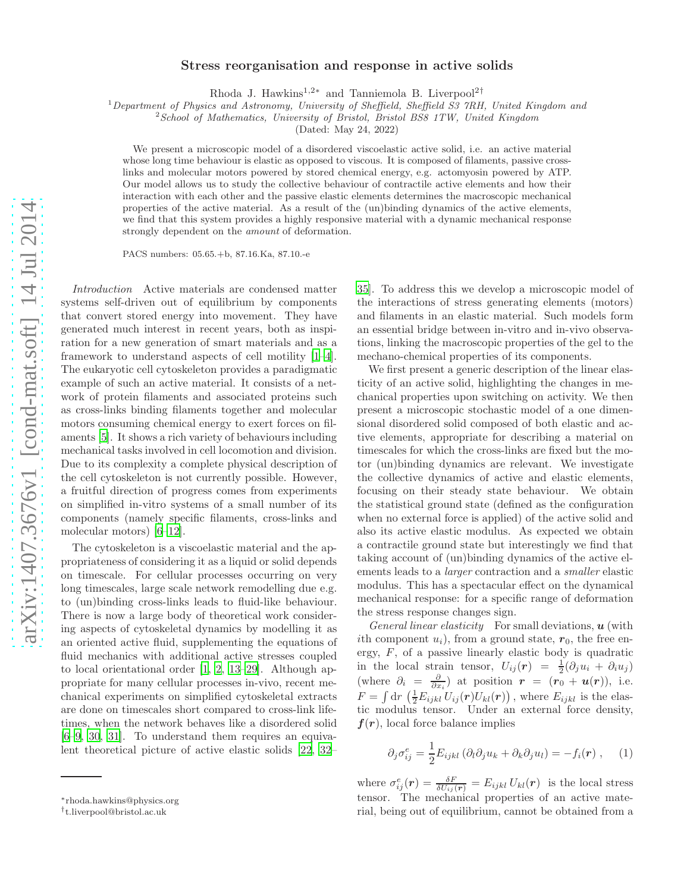# Stress reorganisation and response in active solids

Rhoda J. Hawkins[1,2*] and Tanniemola B. Liverpool[2†]

[1] *Department of Physics and Astronomy, University of Sheffield, Sheffield S3 7RH, United Kingdom and*
[2] *School of Mathematics, University of Bristol, Bristol BS8 1TW, United Kingdom*

(Dated: May 24, 2022)

We present a microscopic model of a disordered viscoelastic active solid, i.e. an active material whose long time behaviour is elastic as opposed to viscous. It is composed of filaments, passive cross-links and molecular motors powered by stored chemical energy, e.g. actomyosin powered by ATP. Our model allows us to study the collective behaviour of contractile active elements and how their interaction with each other and the passive elastic elements determines the macroscopic mechanical properties of the active material. As a result of the (un)binding dynamics of the active elements, we find that this system provides a highly responsive material with a dynamic mechanical response strongly dependent on the *amount* of deformation.

PACS numbers: 05.65.+b, 87.16.Ka, 87.10.-e

*Introduction* Active materials are condensed matter systems self-driven out of equilibrium by components that convert stored energy into movement. They have generated much interest in recent years, both as inspiration for a new generation of smart materials and as a framework to understand aspects of cell motility [1–4]. The eukaryotic cell cytoskeleton provides a paradigmatic example of such an active material. It consists of a network of protein filaments and associated proteins such as cross-links binding filaments together and molecular motors consuming chemical energy to exert forces on filaments [5]. It shows a rich variety of behaviours including mechanical tasks involved in cell locomotion and division. Due to its complexity a complete physical description of the cell cytoskeleton is not currently possible. However, a fruitful direction of progress comes from experiments on simplified in-vitro systems of a small number of its components (namely specific filaments, cross-links and molecular motors) [6–12].

The cytoskeleton is a viscoelastic material and the appropriateness of considering it as a liquid or solid depends on timescale. For cellular processes occurring on very long timescales, large scale network remodelling due e.g. to (un)binding cross-links leads to fluid-like behaviour. There is now a large body of theoretical work considering aspects of cytoskeletal dynamics by modelling it as an oriented active fluid, supplementing the equations of fluid mechanics with additional active stresses coupled to local orientational order [1, 2, 13–29]. Although appropriate for many cellular processes in-vivo, recent mechanical experiments on simplified cytoskeletal extracts are done on timescales short compared to cross-link lifetimes, when the network behaves like a disordered solid [6–9, 30, 31]. To understand them requires an equivalent theoretical picture of active elastic solids [22, 32–35]. To address this we develop a microscopic model of the interactions of stress generating elements (motors) and filaments in an elastic material. Such models form an essential bridge between in-vitro and in-vivo observations, linking the macroscopic properties of the gel to the mechano-chemical properties of its components.

We first present a generic description of the linear elasticity of an active solid, highlighting the changes in mechanical properties upon switching on activity. We then present a microscopic stochastic model of a one dimensional disordered solid composed of both elastic and active elements, appropriate for describing a material on timescales for which the cross-links are fixed but the motor (un)binding dynamics are relevant. We investigate the collective dynamics of active and elastic elements, focusing on their steady state behaviour. We obtain the statistical ground state (defined as the configuration when no external force is applied) of the active solid and also its active elastic modulus. As expected we obtain a contractile ground state but interestingly we find that taking account of (un)binding dynamics of the active elements leads to a *larger* contraction and a *smaller* elastic modulus. This has a spectacular effect on the dynamical mechanical response: for a specific range of deformation the stress response changes sign.

*General linear elasticity* For small deviations, $\boldsymbol{u}$ (with $i$th component $u_i$), from a ground state, $\boldsymbol{r}_0$, the free energy, $F$, of a passive linearly elastic body is quadratic in the local strain tensor, $U_{ij}(\boldsymbol{r}) = \frac{1}{2}(\partial_j u_i + \partial_i u_j)$ (where $\partial_i = \frac{\partial}{\partial x_i}$) at position $\boldsymbol{r} = (\boldsymbol{r}_0 + \boldsymbol{u}(\boldsymbol{r}))$, i.e. $F = \int \mathrm{d}r \left(\frac{1}{2} E_{ijkl}\, U_{ij}(\boldsymbol{r}) U_{kl}(\boldsymbol{r})\right)$, where $E_{ijkl}$ is the elastic modulus tensor. Under an external force density, $\boldsymbol{f}(\boldsymbol{r})$, local force balance implies

$$\partial_j \sigma^e_{ij} = \frac{1}{2} E_{ijkl} \left(\partial_l \partial_j u_k + \partial_k \partial_j u_l\right) = -f_i(\boldsymbol{r}) \, , \tag{1}$$

where $\sigma^e_{ij}(\boldsymbol{r}) = \frac{\delta F}{\delta U_{ij}(\boldsymbol{r})} = E_{ijkl}\, U_{kl}(\boldsymbol{r})$ is the local stress tensor. The mechanical properties of an active material, being out of equilibrium, cannot be obtained from a

---

*rhoda.hawkins@physics.org

†t.liverpool@bristol.ac.uk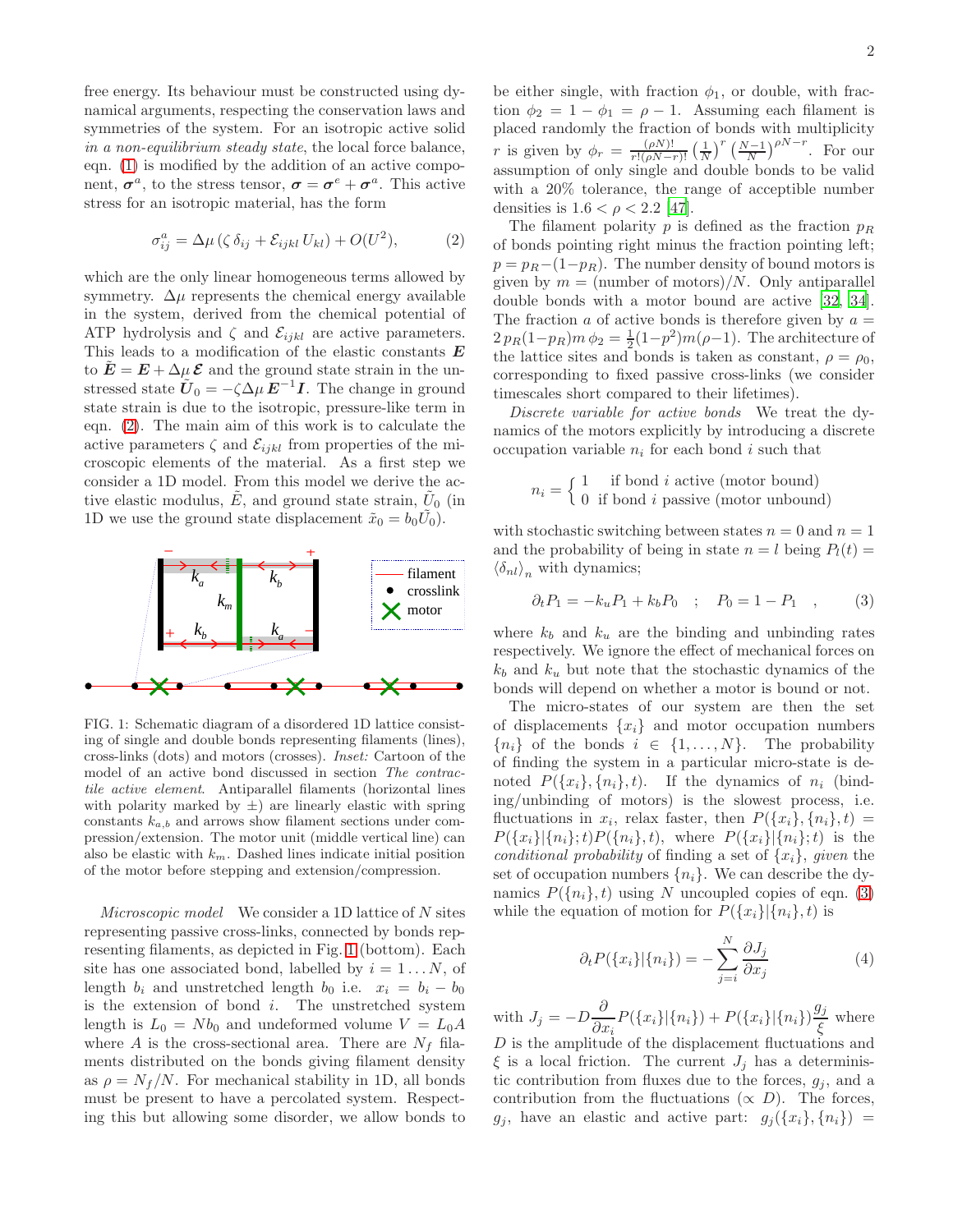free energy. Its behaviour must be constructed using dynamical arguments, respecting the conservation laws and symmetries of the system. For an isotropic active solid *in a non-equilibrium steady state*, the local force balance, eqn. (1) is modified by the addition of an active component, $\boldsymbol{\sigma}^a$, to the stress tensor, $\boldsymbol{\sigma} = \boldsymbol{\sigma}^e + \boldsymbol{\sigma}^a$. This active stress for an isotropic material, has the form

$$\sigma^a_{ij} = \Delta\mu\,(\zeta\,\delta_{ij} + \mathcal{E}_{ijkl}\,U_{kl}) + O(U^2), \tag{2}$$

which are the only linear homogeneous terms allowed by symmetry. $\Delta\mu$ represents the chemical energy available in the system, derived from the chemical potential of ATP hydrolysis and $\zeta$ and $\mathcal{E}_{ijkl}$ are active parameters. This leads to a modification of the elastic constants $\boldsymbol{E}$ to $\tilde{\boldsymbol{E}} = \boldsymbol{E} + \Delta\mu\,\boldsymbol{\mathcal{E}}$ and the ground state strain in the unstressed state $\tilde{\boldsymbol{U}}_0 = -\zeta\Delta\mu\,\boldsymbol{E}^{-1}\boldsymbol{I}$. The change in ground state strain is due to the isotropic, pressure-like term in eqn. (2). The main aim of this work is to calculate the active parameters $\zeta$ and $\mathcal{E}_{ijkl}$ from properties of the microscopic elements of the material. As a first step we consider a 1D model. From this model we derive the active elastic modulus, $\tilde{E}$, and ground state strain, $\tilde{U}_0$ (in 1D we use the ground state displacement $\tilde{x}_0 = b_0\tilde{U}_0$).

FIG. 1: Schematic diagram of a disordered 1D lattice consisting of single and double bonds representing filaments (lines), cross-links (dots) and motors (crosses). *Inset:* Cartoon of the model of an active bond discussed in section *The contractile active element*. Antiparallel filaments (horizontal lines with polarity marked by $\pm$) are linearly elastic with spring constants $k_{a,b}$ and arrows show filament sections under compression/extension. The motor unit (middle vertical line) can also be elastic with $k_m$. Dashed lines indicate initial position of the motor before stepping and extension/compression.

*Microscopic model* We consider a 1D lattice of $N$ sites representing passive cross-links, connected by bonds representing filaments, as depicted in Fig. 1 (bottom). Each site has one associated bond, labelled by $i = 1\ldots N$, of length $b_i$ and unstretched length $b_0$ i.e. $x_i = b_i - b_0$ is the extension of bond $i$. The unstretched system length is $L_0 = Nb_0$ and undeformed volume $V = L_0 A$ where $A$ is the cross-sectional area. There are $N_f$ filaments distributed on the bonds giving filament density as $\rho = N_f/N$. For mechanical stability in 1D, all bonds must be present to have a percolated system. Respecting this but allowing some disorder, we allow bonds to be either single, with fraction $\phi_1$, or double, with fraction $\phi_2 = 1 - \phi_1 = \rho - 1$. Assuming each filament is placed randomly the fraction of bonds with multiplicity $r$ is given by $\phi_r = \frac{(\rho N)!}{r!(\rho N - r)!}\left(\frac{1}{N}\right)^r\left(\frac{N-1}{N}\right)^{\rho N - r}$. For our assumption of only single and double bonds to be valid with a 20% tolerance, the range of acceptible number densities is $1.6 < \rho < 2.2$ [47].

The filament polarity $p$ is defined as the fraction $p_R$ of bonds pointing right minus the fraction pointing left; $p = p_R - (1 - p_R)$. The number density of bound motors is given by $m$ = (number of motors)/$N$. Only antiparallel double bonds with a motor bound are active [32, 34]. The fraction $a$ of active bonds is therefore given by $a = 2\,p_R(1-p_R)m\,\phi_2 = \frac{1}{2}(1-p^2)m(\rho - 1)$. The architecture of the lattice sites and bonds is taken as constant, $\rho = \rho_0$, corresponding to fixed passive cross-links (we consider timescales short compared to their lifetimes).

*Discrete variable for active bonds* We treat the dynamics of the motors explicitly by introducing a discrete occupation variable $n_i$ for each bond $i$ such that

$$n_i = \begin{cases} 1 & \text{if bond } i \text{ active (motor bound)} \\ 0 & \text{if bond } i \text{ passive (motor unbound)} \end{cases}$$

with stochastic switching between states $n = 0$ and $n = 1$ and the probability of being in state $n = l$ being $P_l(t) = \langle \delta_{nl} \rangle_n$ with dynamics;

$$\partial_t P_1 = -k_u P_1 + k_b P_0 \quad ; \quad P_0 = 1 - P_1 \quad , \tag{3}$$

where $k_b$ and $k_u$ are the binding and unbinding rates respectively. We ignore the effect of mechanical forces on $k_b$ and $k_u$ but note that the stochastic dynamics of the bonds will depend on whether a motor is bound or not.

The micro-states of our system are then the set of displacements $\{x_i\}$ and motor occupation numbers $\{n_i\}$ of the bonds $i \in \{1, \ldots, N\}$. The probability of finding the system in a particular micro-state is denoted $P(\{x_i\}, \{n_i\}, t)$. If the dynamics of $n_i$ (binding/unbinding of motors) is the slowest process, i.e. fluctuations in $x_i$, relax faster, then $P(\{x_i\}, \{n_i\}, t) = P(\{x_i\}|\{n_i\}; t)P(\{n_i\}, t)$, where $P(\{x_i\}|\{n_i\}; t)$ is the *conditional probability* of finding a set of $\{x_i\}$, *given* the set of occupation numbers $\{n_i\}$. We can describe the dynamics $P(\{n_i\}, t)$ using $N$ uncoupled copies of eqn. (3) while the equation of motion for $P(\{x_i\}|\{n_i\}, t)$ is

$$\partial_t P(\{x_i\}|\{n_i\}) = -\sum_{j=i}^{N} \frac{\partial J_j}{\partial x_j} \tag{4}$$

with $J_j = -D\dfrac{\partial}{\partial x_i}P(\{x_i\}|\{n_i\}) + P(\{x_i\}|\{n_i\})\dfrac{g_j}{\xi}$ where $D$ is the amplitude of the displacement fluctuations and $\xi$ is a local friction. The current $J_j$ has a deterministic contribution from fluxes due to the forces, $g_j$, and a contribution from the fluctuations ($\propto D$). The forces, $g_j$, have an elastic and active part: $g_j(\{x_i\}, \{n_i\}) =$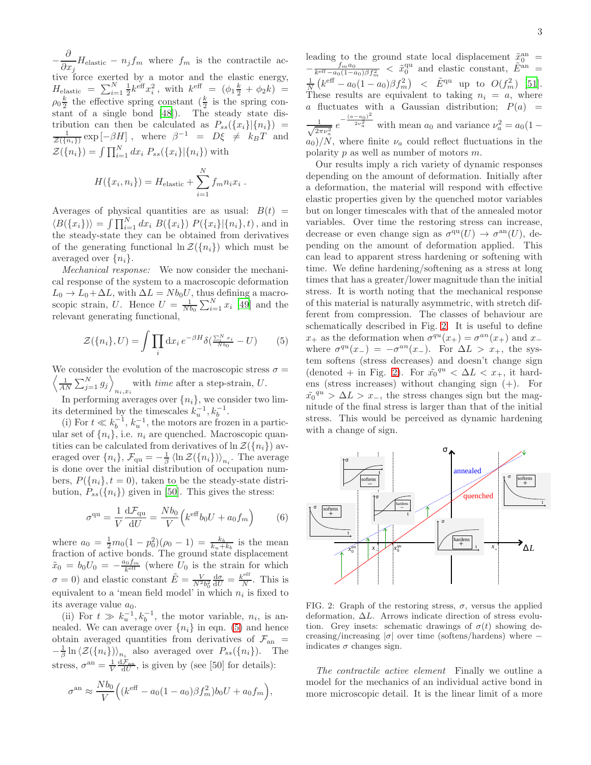$-\frac{\partial}{\partial x_j}H_{\rm elastic} - n_j f_m$ where $f_m$ is the contractile active force exerted by a motor and the elastic energy, $H_{\rm elastic} = \sum_{i=1}^{N} \frac{1}{2} k^{\rm eff} x_i^2$, with $k^{\rm eff} = (\phi_1 \frac{k}{2} + \phi_2 k) = \rho_0 \frac{k}{2}$ the effective spring constant ($\frac{k}{2}$ is the spring constant of a single bond [48]). The steady state distribution can then be calculated as $P_{ss}(\{x_i\}|\{n_i\}) = \frac{1}{\mathcal{Z}(\{n_i\})} \exp\left[-\beta H\right]$, where $\beta^{-1} = D\xi \neq k_B T$ and $\mathcal{Z}(\{n_i\}) = \int \prod_{i=1}^{N} dx_i \, P_{ss}(\{x_i\}|\{n_i\})$ with

$$H(\{x_i, n_i\}) = H_{\rm elastic} + \sum_{i=1}^{N} f_m n_i x_i \, .$$

Averages of physical quantities are as usual: $B(t) = \langle B(\{x_i\}) \rangle = \int \prod_{i=1}^{N} dx_i \, B(\{x_i\}) \, P(\{x_i\}|\{n_i\}, t)$, and in the steady-state they can be obtained from derivatives of the generating functional $\ln \mathcal{Z}(\{n_i\})$ which must be averaged over $\{n_i\}$.

*Mechanical response:* We now consider the mechanical response of the system to a macroscopic deformation $L_0 \to L_0 + \Delta L$, with $\Delta L = N b_0 U$, thus defining a macroscopic strain, $U$. Hence $U = \frac{1}{N b_0} \sum_{i=1}^{N} x_i$ [49] and the relevant generating functional,

$$\mathcal{Z}(\{n_i\}, U) = \int \prod_i {\rm d}x_i \, e^{-\beta H} \delta\left(\frac{\sum_i^N x_i}{N b_0} - U\right) \qquad (5)$$

We consider the evolution of the macroscopic stress $\sigma = \left\langle \frac{1}{AN} \sum_{j=1}^{N} g_j \right\rangle_{n_i, x_i}$ with *time* after a step-strain, $U$.

In performing averages over $\{n_i\}$, we consider two limits determined by the timescales $k_u^{-1}, k_b^{-1}$.

(i) For $t \ll k_b^{-1}, k_u^{-1}$, the motors are frozen in a particular set of $\{n_i\}$, i.e. $n_i$ are quenched. Macroscopic quantities can be calculated from derivatives of $\ln \mathcal{Z}(\{n_i\})$ averaged over $\{n_i\}$, $\mathcal{F}_{\rm qu} = -\frac{1}{\beta} \langle \ln \mathcal{Z}(\{n_i\}) \rangle_{n_i}$. The average is done over the initial distribution of occupation numbers, $P(\{n_i\}, t = 0)$, taken to be the steady-state distribution, $P_{ss}(\{n_i\})$ given in [50]. This gives the stress:

$$\sigma^{\rm qu} = \frac{1}{V} \frac{{\rm d}\mathcal{F}_{\rm qu}}{{\rm d}U} = \frac{N b_0}{V} \Big( k^{\rm eff} b_0 U + a_0 f_m \Big) \qquad (6)$$

where $a_0 = \frac{1}{2} m_0 (1 - p_0^2)(\rho_0 - 1) = \frac{k_b}{k_u + k_b}$ is the mean fraction of active bonds. The ground state displacement $\tilde{x}_0 = b_0 U_0 = -\frac{a_0 f_m}{k^{\rm eff}}$ (where $U_0$ is the strain for which $\sigma = 0$) and elastic constant $\tilde{E} = \frac{V}{N^2 b_0^2} \frac{{\rm d}\sigma}{{\rm d}U} = \frac{k^{\rm eff}}{N}$. This is equivalent to a 'mean field model' in which $n_i$ is fixed to its average value $a_0$.

(ii) For $t \gg k_u^{-1}, k_b^{-1}$, the motor variable, $n_i$, is annealed. We can average over $\{n_i\}$ in eqn. (5) and hence obtain averaged quantities from derivatives of $\mathcal{F}_{\rm an} = -\frac{1}{\beta} \ln \langle \mathcal{Z}(\{n_i\}) \rangle_{n_i}$ also averaged over $P_{ss}(\{n_i\})$. The stress, $\sigma^{\rm an} = \frac{1}{V} \frac{{\rm d}\mathcal{F}_{\rm an}}{{\rm d}U}$, is given by (see [50] for details):

$$\sigma^{\rm an} \approx \frac{N b_0}{V} \Big( (k^{\rm eff} - a_0(1 - a_0)\beta f_m^2) b_0 U + a_0 f_m \Big),$$

leading to the ground state local displacement $\tilde{x}_0^{\rm an} = -\frac{f_m a_0}{k^{\rm eff} - a_0(1 - a_0)\beta f_m^2} < \tilde{x}_0^{\rm qu}$ and elastic constant, $\tilde{E}^{\rm an} = \frac{1}{N}\left(k^{\rm eff} - a_0(1 - a_0)\beta f_m^2\right) < \tilde{E}^{\rm qu}$ up to $O(f_m^2)$ [51]. These results are equivalent to taking $n_i = a$, where $a$ fluctuates with a Gaussian distribution; $P(a) = \frac{1}{\sqrt{2\pi\nu_a^2}} e^{-\frac{(a - a_0)^2}{2\nu_a^2}}$ with mean $a_0$ and variance $\nu_a^2 = a_0(1 - a_0)/N$, where finite $\nu_a$ could reflect fluctuations in the polarity $p$ as well as number of motors $m$.

Our results imply a rich variety of dynamic responses depending on the amount of deformation. Initially after a deformation, the material will respond with effective elastic properties given by the quenched motor variables but on longer timescales with that of the annealed motor variables. Over time the restoring stress can increase, decrease or even change sign as $\sigma^{\rm qu}(U) \to \sigma^{\rm an}(U)$, depending on the amount of deformation applied. This can lead to apparent stress hardening or softening with time. We define hardening/softening as a stress at long times that has a greater/lower magnitude than the initial stress. It is worth noting that the mechanical response of this material is naturally asymmetric, with stretch different from compression. The classes of behaviour are schematically described in Fig. 2. It is useful to define $x_+$ as the deformation when $\sigma^{qu}(x_+) = \sigma^{an}(x_+)$ and $x_-$ where $\sigma^{qu}(x_-) = -\sigma^{an}(x_-)$. For $\Delta L > x_+$, the system softens (stress decreases) and doesn't change sign (denoted + in Fig. 2). For $\tilde{x_0}^{qu} < \Delta L < x_+$, it hardens (stress increases) without changing sign (+). For $\tilde{x_0}^{qu} > \Delta L > x_-$, the stress changes sign but the magnitude of the final stress is larger than that of the initial stress. This would be perceived as dynamic hardening with a change of sign.

FIG. 2: Graph of the restoring stress, $\sigma$, versus the applied deformation, $\Delta L$. Arrows indicate direction of stress evolution. Grey insets: schematic drawings of $\sigma(t)$ showing decreasing/increasing $|\sigma|$ over time (softens/hardens) where $-$ indicates $\sigma$ changes sign.

*The contractile active element* Finally we outline a model for the mechanics of an individual active bond in more microscopic detail. It is the linear limit of a more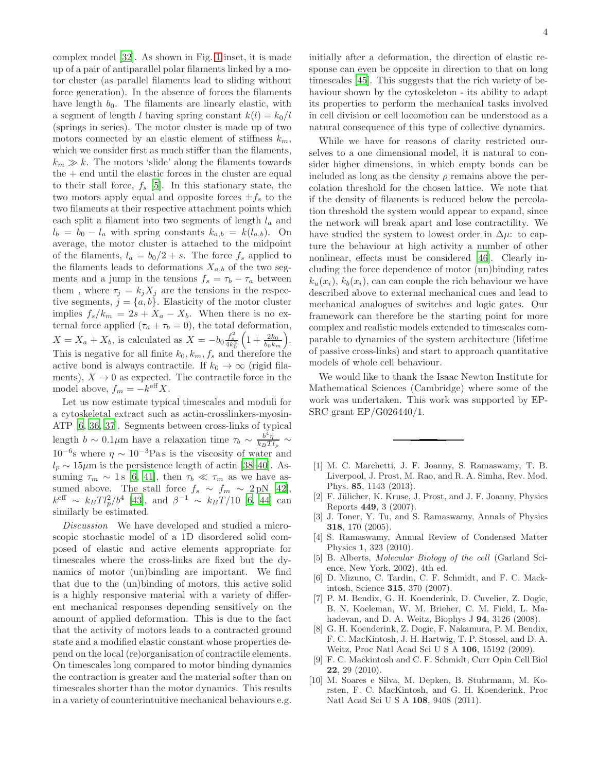complex model [32]. As shown in Fig. 1 inset, it is made up of a pair of antiparallel polar filaments linked by a motor cluster (as parallel filaments lead to sliding without force generation). In the absence of forces the filaments have length $b_0$. The filaments are linearly elastic, with a segment of length $l$ having spring constant $k(l) = k_0/l$ (springs in series). The motor cluster is made up of two motors connected by an elastic element of stiffness $k_m$, which we consider first as much stiffer than the filaments, $k_m \gg k$. The motors 'slide' along the filaments towards the + end until the elastic forces in the cluster are equal to their stall force, $f_s$ [5]. In this stationary state, the two motors apply equal and opposite forces $\pm f_s$ to the two filaments at their respective attachment points which each split a filament into two segments of length $l_a$ and $l_b = b_0 - l_a$ with spring constants $k_{a,b} = k(l_{a,b})$. On average, the motor cluster is attached to the midpoint of the filaments, $l_a = b_0/2 + s$. The force $f_s$ applied to the filaments leads to deformations $X_{a,b}$ of the two segments and a jump in the tensions $f_s = \tau_b - \tau_a$ between them , where $\tau_j = k_j X_j$ are the tensions in the respective segments, $j = \{a, b\}$. Elasticity of the motor cluster implies $f_s/k_m = 2s + X_a - X_b$. When there is no external force applied ($\tau_a + \tau_b = 0$), the total deformation, $X = X_a + X_b$, is calculated as $X = -b_0 \frac{f_s^2}{4k_0^2}\left(1 + \frac{2k_0}{b_0 k_m}\right)$. This is negative for all finite $k_0, k_m, f_s$ and therefore the active bond is always contractile. If $k_0 \to \infty$ (rigid filaments), $X \to 0$ as expected. The contractile force in the model above, $f_m = -k^{\text{eff}} X$.

Let us now estimate typical timescales and moduli for a cytoskeletal extract such as actin-crosslinkers-myosin-ATP [6, 36, 37]. Segments between cross-links of typical length $b \sim 0.1\mu$m have a relaxation time $\tau_b \sim \frac{b^4 \eta}{k_B T l_p} \sim 10^{-6}$s where $\eta \sim 10^{-3}$Pa s is the viscosity of water and $l_p \sim 15\mu$m is the persistence length of actin [38–40]. Assuming $\tau_m \sim 1$ s [6, 41], then $\tau_b \ll \tau_m$ as we have assumed above. The stall force $f_s \sim f_m \sim 2$ pN [42], $k^{\text{eff}} \sim k_B T l_p^2 / b^4$ [43], and $\beta^{-1} \sim k_B T/10$ [6, 44] can similarly be estimated.

*Discussion* We have developed and studied a microscopic stochastic model of a 1D disordered solid composed of elastic and active elements appropriate for timescales where the cross-links are fixed but the dynamics of motor (un)binding are important. We find that due to the (un)binding of motors, this active solid is a highly responsive material with a variety of different mechanical responses depending sensitively on the amount of applied deformation. This is due to the fact that the activity of motors leads to a contracted ground state and a modified elastic constant whose properties depend on the local (re)organisation of contractile elements. On timescales long compared to motor binding dynamics the contraction is greater and the material softer than on timescales shorter than the motor dynamics. This results in a variety of counterintuitive mechanical behaviours e.g. initially after a deformation, the direction of elastic response can even be opposite in direction to that on long timescales [45]. This suggests that the rich variety of behaviour shown by the cytoskeleton - its ability to adapt its properties to perform the mechanical tasks involved in cell division or cell locomotion can be understood as a natural consequence of this type of collective dynamics.

While we have for reasons of clarity restricted ourselves to a one dimensional model, it is natural to consider higher dimensions, in which empty bonds can be included as long as the density $\rho$ remains above the percolation threshold for the chosen lattice. We note that if the density of filaments is reduced below the percolation threshold the system would appear to expand, since the network will break apart and lose contractility. We have studied the system to lowest order in $\Delta\mu$: to capture the behaviour at high activity a number of other nonlinear, effects must be considered [46]. Clearly including the force dependence of motor (un)binding rates $k_u(x_i)$, $k_b(x_i)$, can can couple the rich behaviour we have described above to external mechanical cues and lead to mechanical analogues of switches and logic gates. Our framework can therefore be the starting point for more complex and realistic models extended to timescales comparable to dynamics of the system architecture (lifetime of passive cross-links) and start to approach quantitative models of whole cell behaviour.

We would like to thank the Isaac Newton Institute for Mathematical Sciences (Cambridge) where some of the work was undertaken. This work was supported by EPSRC grant EP/G026440/1.

---

[1] M. C. Marchetti, J. F. Joanny, S. Ramaswamy, T. B. Liverpool, J. Prost, M. Rao, and R. A. Simha, Rev. Mod. Phys. **85**, 1143 (2013).

[2] F. Jülicher, K. Kruse, J. Prost, and J. F. Joanny, Physics Reports **449**, 3 (2007).

[3] J. Toner, Y. Tu, and S. Ramaswamy, Annals of Physics **318**, 170 (2005).

[4] S. Ramaswamy, Annual Review of Condensed Matter Physics **1**, 323 (2010).

[5] B. Alberts, *Molecular Biology of the cell* (Garland Science, New York, 2002), 4th ed.

[6] D. Mizuno, C. Tardin, C. F. Schmidt, and F. C. Mackintosh, Science **315**, 370 (2007).

[7] P. M. Bendix, G. H. Koenderink, D. Cuvelier, Z. Dogic, B. N. Koeleman, W. M. Brieher, C. M. Field, L. Mahadevan, and D. A. Weitz, Biophys J **94**, 3126 (2008).

[8] G. H. Koenderink, Z. Dogic, F. Nakamura, P. M. Bendix, F. C. MacKintosh, J. H. Hartwig, T. P. Stossel, and D. A. Weitz, Proc Natl Acad Sci U S A **106**, 15192 (2009).

[9] F. C. Mackintosh and C. F. Schmidt, Curr Opin Cell Biol **22**, 29 (2010).

[10] M. Soares e Silva, M. Depken, B. Stuhrmann, M. Korsten, F. C. MacKintosh, and G. H. Koenderink, Proc Natl Acad Sci U S A **108**, 9408 (2011).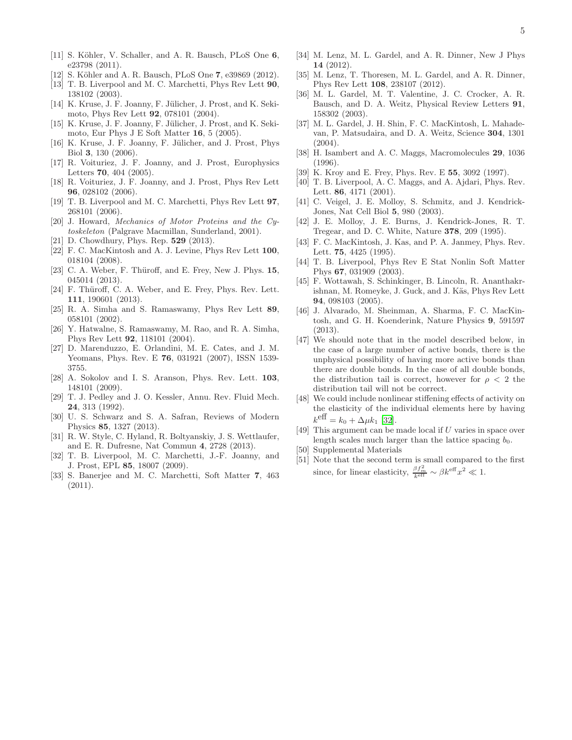[11] S. Köhler, V. Schaller, and A. R. Bausch, PLoS One **6**, e23798 (2011).

[12] S. Köhler and A. R. Bausch, PLoS One **7**, e39869 (2012).

[13] T. B. Liverpool and M. C. Marchetti, Phys Rev Lett **90**, 138102 (2003).

[14] K. Kruse, J. F. Joanny, F. Jülicher, J. Prost, and K. Sekimoto, Phys Rev Lett **92**, 078101 (2004).

[15] K. Kruse, J. F. Joanny, F. Jülicher, J. Prost, and K. Sekimoto, Eur Phys J E Soft Matter **16**, 5 (2005).

[16] K. Kruse, J. F. Joanny, F. Jülicher, and J. Prost, Phys Biol **3**, 130 (2006).

[17] R. Voituriez, J. F. Joanny, and J. Prost, Europhysics Letters **70**, 404 (2005).

[18] R. Voituriez, J. F. Joanny, and J. Prost, Phys Rev Lett **96**, 028102 (2006).

[19] T. B. Liverpool and M. C. Marchetti, Phys Rev Lett **97**, 268101 (2006).

[20] J. Howard, *Mechanics of Motor Proteins and the Cytoskeleton* (Palgrave Macmillan, Sunderland, 2001).

[21] D. Chowdhury, Phys. Rep. **529** (2013).

[22] F. C. MacKintosh and A. J. Levine, Phys Rev Lett **100**, 018104 (2008).

[23] C. A. Weber, F. Thüroff, and E. Frey, New J. Phys. **15**, 045014 (2013).

[24] F. Thüroff, C. A. Weber, and E. Frey, Phys. Rev. Lett. **111**, 190601 (2013).

[25] R. A. Simha and S. Ramaswamy, Phys Rev Lett **89**, 058101 (2002).

[26] Y. Hatwalne, S. Ramaswamy, M. Rao, and R. A. Simha, Phys Rev Lett **92**, 118101 (2004).

[27] D. Marenduzzo, E. Orlandini, M. E. Cates, and J. M. Yeomans, Phys. Rev. E **76**, 031921 (2007), ISSN 1539-3755.

[28] A. Sokolov and I. S. Aranson, Phys. Rev. Lett. **103**, 148101 (2009).

[29] T. J. Pedley and J. O. Kessler, Annu. Rev. Fluid Mech. **24**, 313 (1992).

[30] U. S. Schwarz and S. A. Safran, Reviews of Modern Physics **85**, 1327 (2013).

[31] R. W. Style, C. Hyland, R. Boltyanskiy, J. S. Wettlaufer, and E. R. Dufresne, Nat Commun **4**, 2728 (2013).

[32] T. B. Liverpool, M. C. Marchetti, J.-F. Joanny, and J. Prost, EPL **85**, 18007 (2009).

[33] S. Banerjee and M. C. Marchetti, Soft Matter **7**, 463 (2011).

[34] M. Lenz, M. L. Gardel, and A. R. Dinner, New J Phys **14** (2012).

[35] M. Lenz, T. Thoresen, M. L. Gardel, and A. R. Dinner, Phys Rev Lett **108**, 238107 (2012).

[36] M. L. Gardel, M. T. Valentine, J. C. Crocker, A. R. Bausch, and D. A. Weitz, Physical Review Letters **91**, 158302 (2003).

[37] M. L. Gardel, J. H. Shin, F. C. MacKintosh, L. Mahadevan, P. Matsudaira, and D. A. Weitz, Science **304**, 1301 (2004).

[38] H. Isambert and A. C. Maggs, Macromolecules **29**, 1036 (1996).

[39] K. Kroy and E. Frey, Phys. Rev. E **55**, 3092 (1997).

[40] T. B. Liverpool, A. C. Maggs, and A. Ajdari, Phys. Rev. Lett. **86**, 4171 (2001).

[41] C. Veigel, J. E. Molloy, S. Schmitz, and J. Kendrick-Jones, Nat Cell Biol **5**, 980 (2003).

[42] J. E. Molloy, J. E. Burns, J. Kendrick-Jones, R. T. Tregear, and D. C. White, Nature **378**, 209 (1995).

[43] F. C. MacKintosh, J. Kas, and P. A. Janmey, Phys. Rev. Lett. **75**, 4425 (1995).

[44] T. B. Liverpool, Phys Rev E Stat Nonlin Soft Matter Phys **67**, 031909 (2003).

[45] F. Wottawah, S. Schinkinger, B. Lincoln, R. Ananthakrishnan, M. Romeyke, J. Guck, and J. Käs, Phys Rev Lett **94**, 098103 (2005).

[46] J. Alvarado, M. Sheinman, A. Sharma, F. C. MacKintosh, and G. H. Koenderink, Nature Physics **9**, 591597 (2013).

[47] We should note that in the model described below, in the case of a large number of active bonds, there is the unphysical possibility of having more active bonds than there are double bonds. In the case of all double bonds, the distribution tail is correct, however for $\rho < 2$ the distribution tail will not be correct.

[48] We could include nonlinear stiffening effects of activity on the elasticity of the individual elements here by having $k^{\text{eff}} = k_0 + \Delta\mu k_1$ [32].

[49] This argument can be made local if $U$ varies in space over length scales much larger than the lattice spacing $b_0$.

[50] Supplemental Materials

[51] Note that the second term is small compared to the first since, for linear elasticity, $\frac{\beta f_m^2}{k^{\text{eff}}} \sim \beta k^{\text{eff}} x^2 \ll 1$.